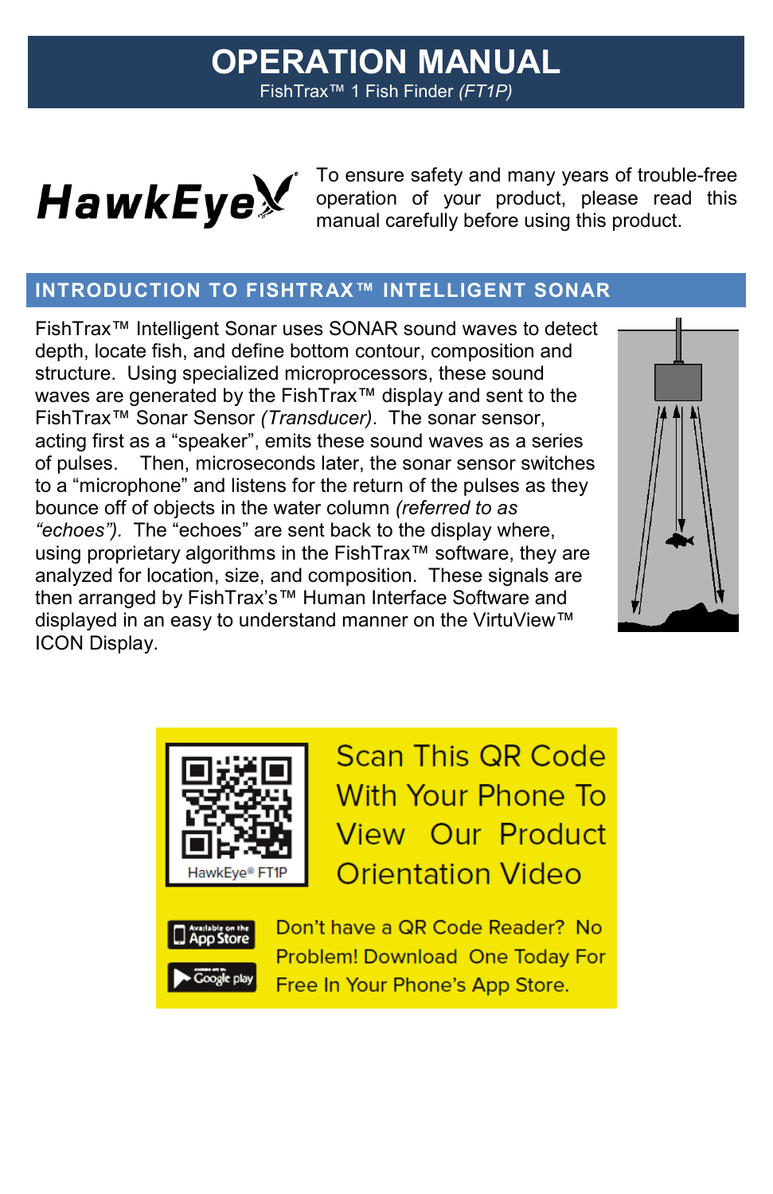# OPERATION MANUAL

FishTrax™ 1 Fish Finder *(FT1P)*

HawkEye

To ensure safety and many years of trouble-free operation of your product, please read this manual carefully before using this product.

## INTRODUCTION TO FISHTRAX™ INTELLIGENT SONAR

FishTrax™ Intelligent Sonar uses SONAR sound waves to detect depth, locate fish, and define bottom contour, composition and structure. Using specialized microprocessors, these sound waves are generated by the FishTrax™ display and sent to the FishTrax™ Sonar Sensor *(Transducer)*. The sonar sensor, acting first as a "speaker", emits these sound waves as a series of pulses. Then, microseconds later, the sonar sensor switches to a "microphone" and listens for the return of the pulses as they bounce off of objects in the water column *(referred to as "echoes")*. The "echoes" are sent back to the display where, using proprietary algorithms in the FishTrax™ software, they are analyzed for location, size, and composition. These signals are then arranged by FishTrax's™ Human Interface Software and displayed in an easy to understand manner on the VirtuView™ ICON Display.

HawkEye® FT1P

**Scan This QR Code With Your Phone To View Our Product Orientation Video**

Available on the App Store

Google play

Don't have a QR Code Reader? No Problem! Download One Today For Free In Your Phone's App Store.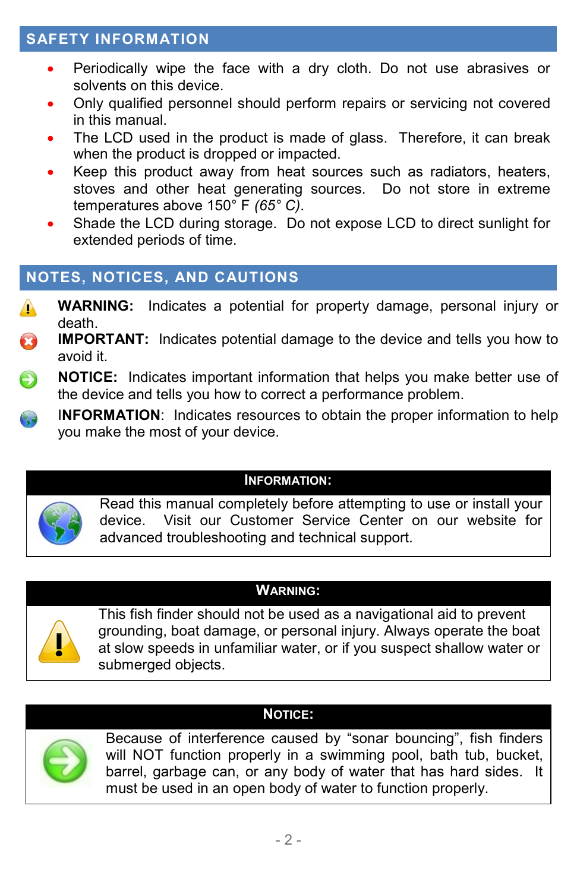## SAFETY INFORMATION

- Periodically wipe the face with a dry cloth. Do not use abrasives or solvents on this device.
- Only qualified personnel should perform repairs or servicing not covered in this manual.
- The LCD used in the product is made of glass. Therefore, it can break when the product is dropped or impacted.
- Keep this product away from heat sources such as radiators, heaters, stoves and other heat generating sources. Do not store in extreme temperatures above 150° F *(65° C)*.
- Shade the LCD during storage. Do not expose LCD to direct sunlight for extended periods of time.

## NOTES, NOTICES, AND CAUTIONS

**WARNING:** Indicates a potential for property damage, personal injury or death.

**IMPORTANT:** Indicates potential damage to the device and tells you how to avoid it.

**NOTICE:** Indicates important information that helps you make better use of the device and tells you how to correct a performance problem.

**INFORMATION**: Indicates resources to obtain the proper information to help you make the most of your device.

| INFORMATION: |
| --- |
| Read this manual completely before attempting to use or install your device. Visit our Customer Service Center on our website for advanced troubleshooting and technical support. |

| WARNING: |
| --- |
| This fish finder should not be used as a navigational aid to prevent grounding, boat damage, or personal injury. Always operate the boat at slow speeds in unfamiliar water, or if you suspect shallow water or submerged objects. |

| NOTICE: |
| --- |
| Because of interference caused by "sonar bouncing", fish finders will NOT function properly in a swimming pool, bath tub, bucket, barrel, garbage can, or any body of water that has hard sides. It must be used in an open body of water to function properly. |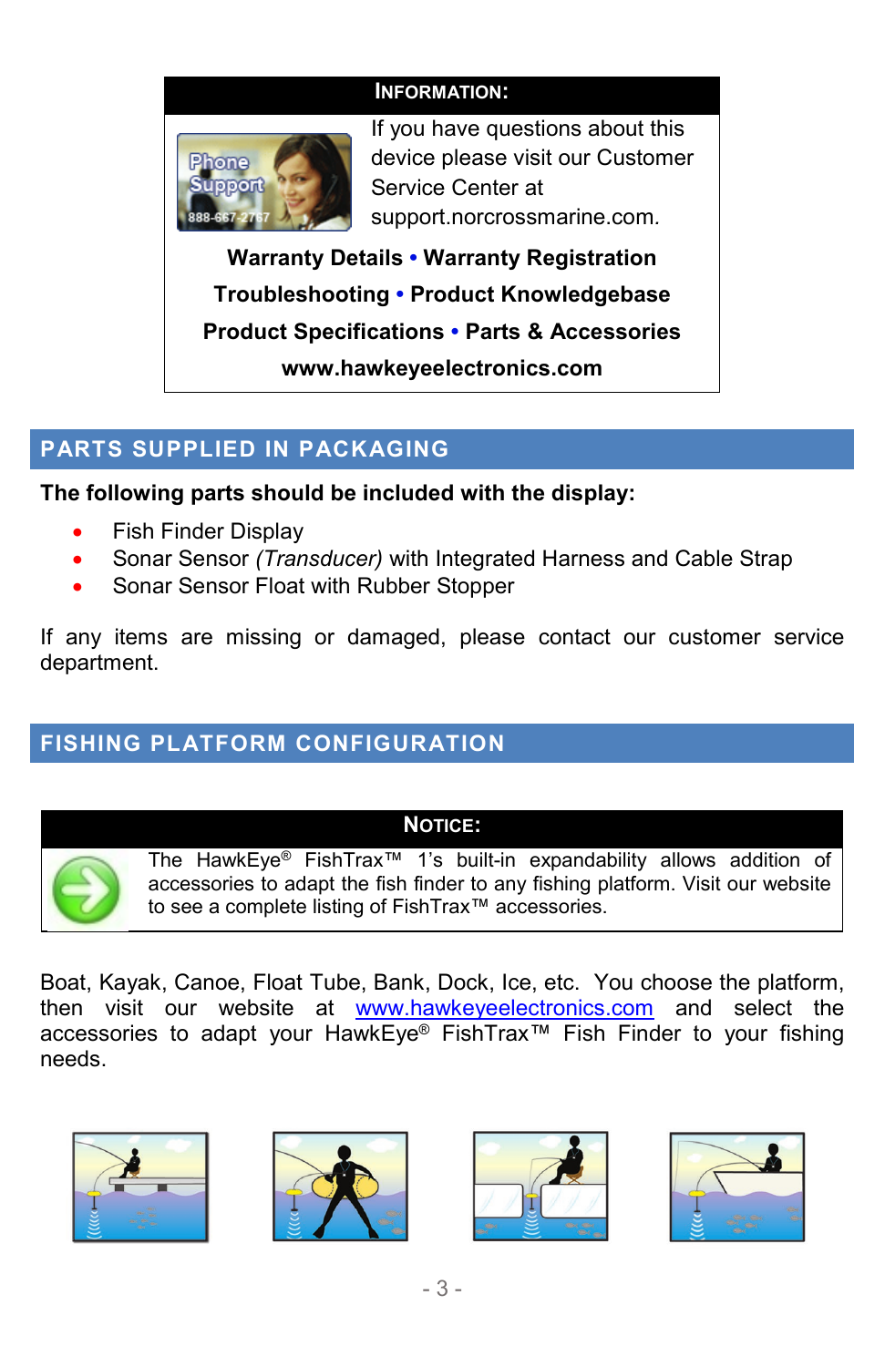**INFORMATION:**

If you have questions about this device please visit our Customer Service Center at support.norcrossmarine.com.

**Warranty Details • Warranty Registration**

**Troubleshooting • Product Knowledgebase**

**Product Specifications • Parts & Accessories**

**www.hawkeyeelectronics.com**

## PARTS SUPPLIED IN PACKAGING

**The following parts should be included with the display:**

- Fish Finder Display
- Sonar Sensor *(Transducer)* with Integrated Harness and Cable Strap
- Sonar Sensor Float with Rubber Stopper

If any items are missing or damaged, please contact our customer service department.

## FISHING PLATFORM CONFIGURATION

**NOTICE:**

The HawkEye® FishTrax™ 1's built-in expandability allows addition of accessories to adapt the fish finder to any fishing platform. Visit our website to see a complete listing of FishTrax™ accessories.

Boat, Kayak, Canoe, Float Tube, Bank, Dock, Ice, etc. You choose the platform, then visit our website at www.hawkeyeelectronics.com and select the accessories to adapt your HawkEye® FishTrax™ Fish Finder to your fishing needs.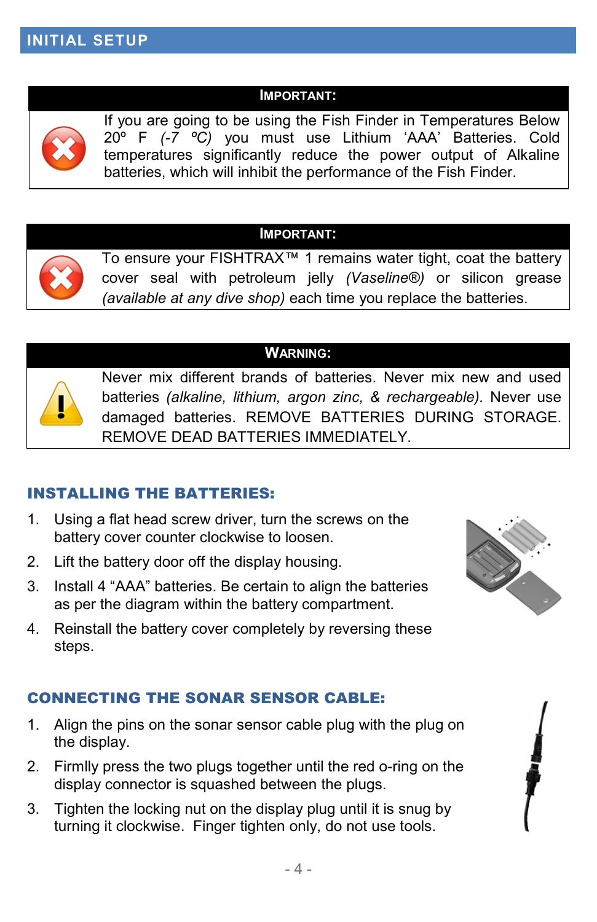# INITIAL SETUP

**IMPORTANT:**

If you are going to be using the Fish Finder in Temperatures Below 20º F *(-7 ºC)* you must use Lithium 'AAA' Batteries. Cold temperatures significantly reduce the power output of Alkaline batteries, which will inhibit the performance of the Fish Finder.

**IMPORTANT:**

To ensure your FISHTRAX™ 1 remains water tight, coat the battery cover seal with petroleum jelly *(Vaseline®)* or silicon grease *(available at any dive shop)* each time you replace the batteries.

**WARNING:**

Never mix different brands of batteries. Never mix new and used batteries *(alkaline, lithium, argon zinc, & rechargeable)*. Never use damaged batteries. REMOVE BATTERIES DURING STORAGE. REMOVE DEAD BATTERIES IMMEDIATELY.

## INSTALLING THE BATTERIES:

1. Using a flat head screw driver, turn the screws on the battery cover counter clockwise to loosen.
2. Lift the battery door off the display housing.
3. Install 4 "AAA" batteries. Be certain to align the batteries as per the diagram within the battery compartment.
4. Reinstall the battery cover completely by reversing these steps.

## CONNECTING THE SONAR SENSOR CABLE:

1. Align the pins on the sonar sensor cable plug with the plug on the display.
2. Firmlly press the two plugs together until the red o-ring on the display connector is squashed between the plugs.
3. Tighten the locking nut on the display plug until it is snug by turning it clockwise. Finger tighten only, do not use tools.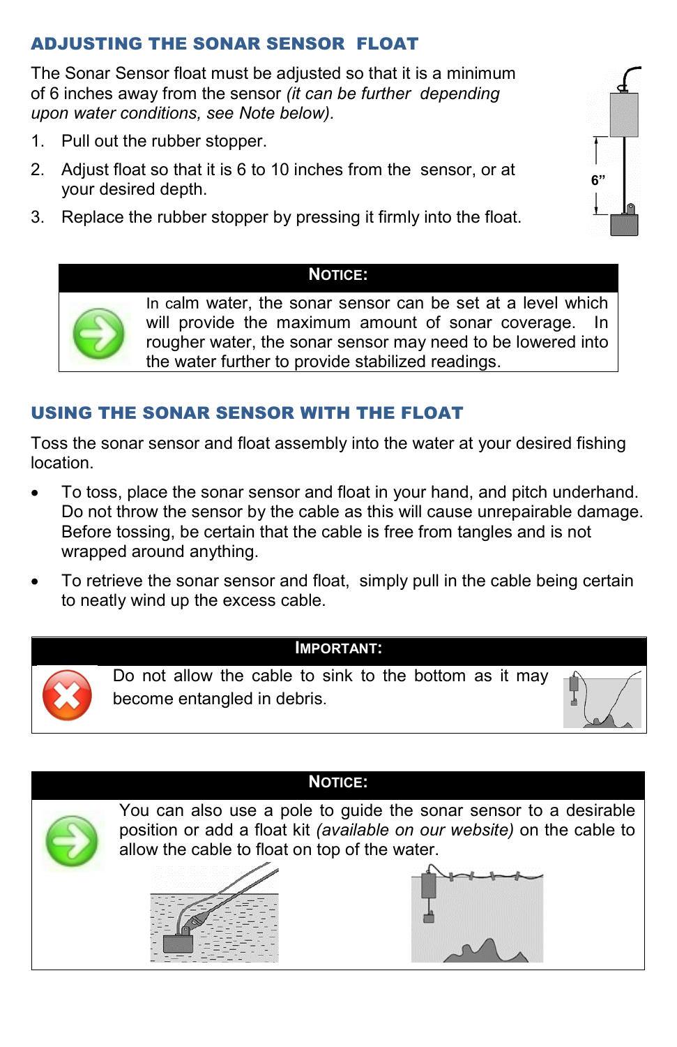## ADJUSTING THE SONAR SENSOR FLOAT

The Sonar Sensor float must be adjusted so that it is a minimum of 6 inches away from the sensor *(it can be further depending upon water conditions, see Note below).*

1. Pull out the rubber stopper.
2. Adjust float so that it is 6 to 10 inches from the sensor, or at your desired depth.
3. Replace the rubber stopper by pressing it firmly into the float.

6”

**NOTICE:**

In calm water, the sonar sensor can be set at a level which will provide the maximum amount of sonar coverage. In rougher water, the sonar sensor may need to be lowered into the water further to provide stabilized readings.

## USING THE SONAR SENSOR WITH THE FLOAT

Toss the sonar sensor and float assembly into the water at your desired fishing location.

- To toss, place the sonar sensor and float in your hand, and pitch underhand. Do not throw the sensor by the cable as this will cause unrepairable damage. Before tossing, be certain that the cable is free from tangles and is not wrapped around anything.
- To retrieve the sonar sensor and float, simply pull in the cable being certain to neatly wind up the excess cable.

**IMPORTANT:**

Do not allow the cable to sink to the bottom as it may become entangled in debris.

**NOTICE:**

You can also use a pole to guide the sonar sensor to a desirable position or add a float kit *(available on our website)* on the cable to allow the cable to float on top of the water.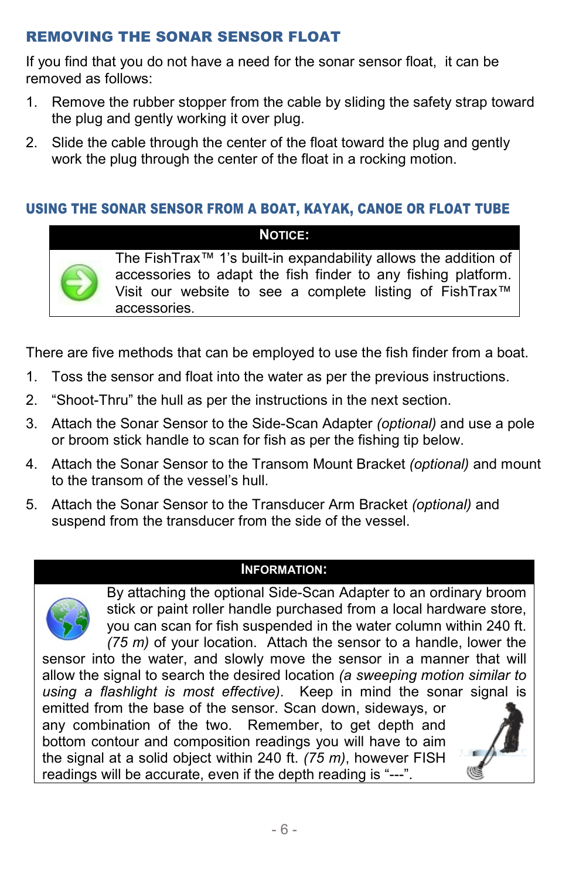## REMOVING THE SONAR SENSOR FLOAT

If you find that you do not have a need for the sonar sensor float, it can be removed as follows:

1. Remove the rubber stopper from the cable by sliding the safety strap toward the plug and gently working it over plug.
2. Slide the cable through the center of the float toward the plug and gently work the plug through the center of the float in a rocking motion.

## USING THE SONAR SENSOR FROM A BOAT, KAYAK, CANOE OR FLOAT TUBE

**NOTICE:**

The FishTrax™ 1's built-in expandability allows the addition of accessories to adapt the fish finder to any fishing platform. Visit our website to see a complete listing of FishTrax™ accessories.

There are five methods that can be employed to use the fish finder from a boat.

1. Toss the sensor and float into the water as per the previous instructions.
2. "Shoot-Thru" the hull as per the instructions in the next section.
3. Attach the Sonar Sensor to the Side-Scan Adapter *(optional)* and use a pole or broom stick handle to scan for fish as per the fishing tip below.
4. Attach the Sonar Sensor to the Transom Mount Bracket *(optional)* and mount to the transom of the vessel's hull.
5. Attach the Sonar Sensor to the Transducer Arm Bracket *(optional)* and suspend from the transducer from the side of the vessel.

**INFORMATION:**

By attaching the optional Side-Scan Adapter to an ordinary broom stick or paint roller handle purchased from a local hardware store, you can scan for fish suspended in the water column within 240 ft. *(75 m)* of your location. Attach the sensor to a handle, lower the sensor into the water, and slowly move the sensor in a manner that will allow the signal to search the desired location *(a sweeping motion similar to using a flashlight is most effective)*. Keep in mind the sonar signal is emitted from the base of the sensor. Scan down, sideways, or any combination of the two. Remember, to get depth and bottom contour and composition readings you will have to aim the signal at a solid object within 240 ft. *(75 m)*, however FISH readings will be accurate, even if the depth reading is "---".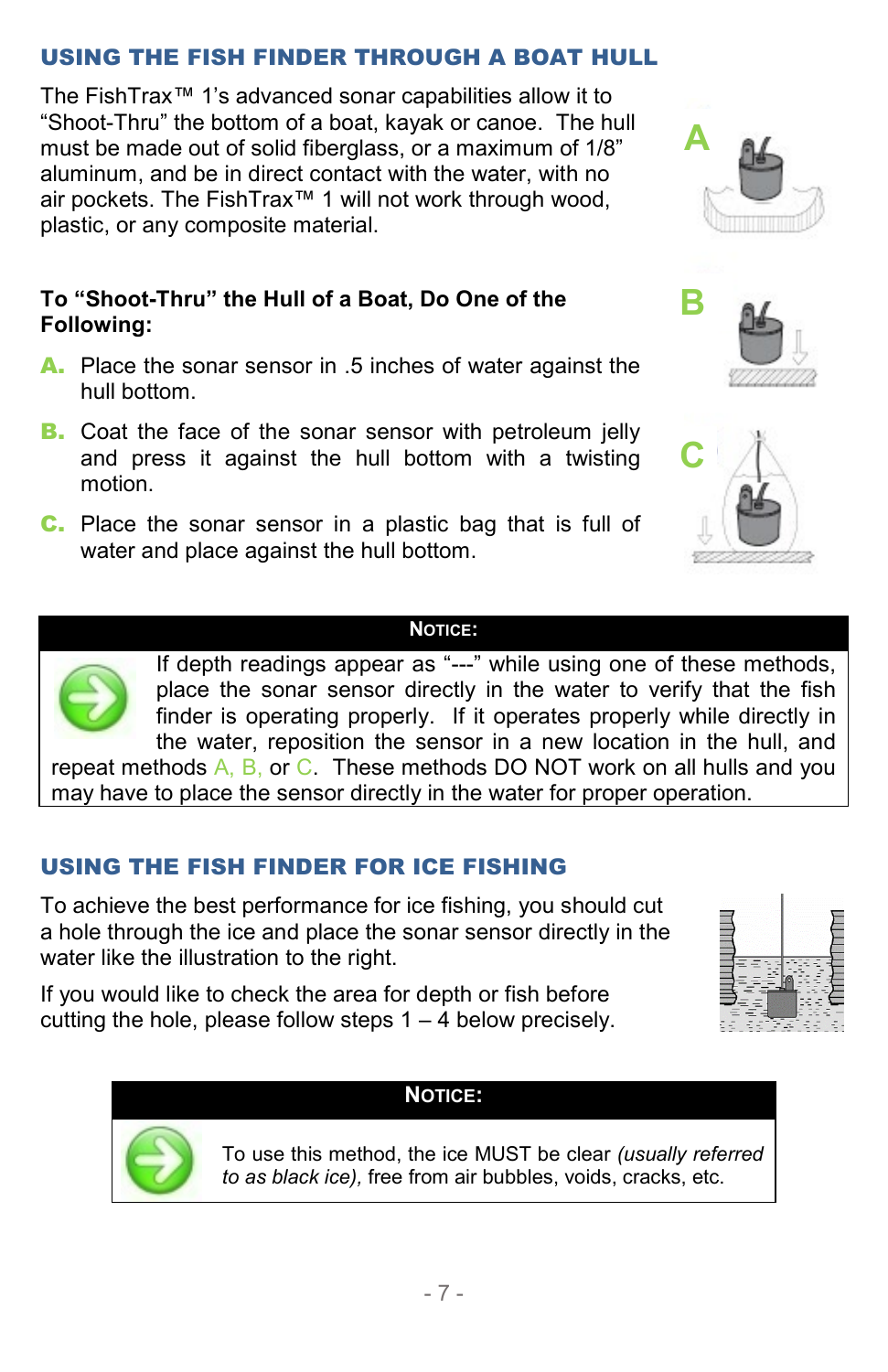## USING THE FISH FINDER THROUGH A BOAT HULL

The FishTrax™ 1's advanced sonar capabilities allow it to "Shoot-Thru" the bottom of a boat, kayak or canoe. The hull must be made out of solid fiberglass, or a maximum of 1/8" aluminum, and be in direct contact with the water, with no air pockets. The FishTrax™ 1 will not work through wood, plastic, or any composite material.

**To "Shoot-Thru" the Hull of a Boat, Do One of the Following:**

**A.** Place the sonar sensor in .5 inches of water against the hull bottom.

**B.** Coat the face of the sonar sensor with petroleum jelly and press it against the hull bottom with a twisting motion.

**C.** Place the sonar sensor in a plastic bag that is full of water and place against the hull bottom.

**NOTICE:**

If depth readings appear as "---" while using one of these methods, place the sonar sensor directly in the water to verify that the fish finder is operating properly. If it operates properly while directly in the water, reposition the sensor in a new location in the hull, and repeat methods A, B, or C. These methods DO NOT work on all hulls and you may have to place the sensor directly in the water for proper operation.

## USING THE FISH FINDER FOR ICE FISHING

To achieve the best performance for ice fishing, you should cut a hole through the ice and place the sonar sensor directly in the water like the illustration to the right.

If you would like to check the area for depth or fish before cutting the hole, please follow steps 1 – 4 below precisely.

**NOTICE:**

To use this method, the ice MUST be clear *(usually referred to as black ice),* free from air bubbles, voids, cracks, etc.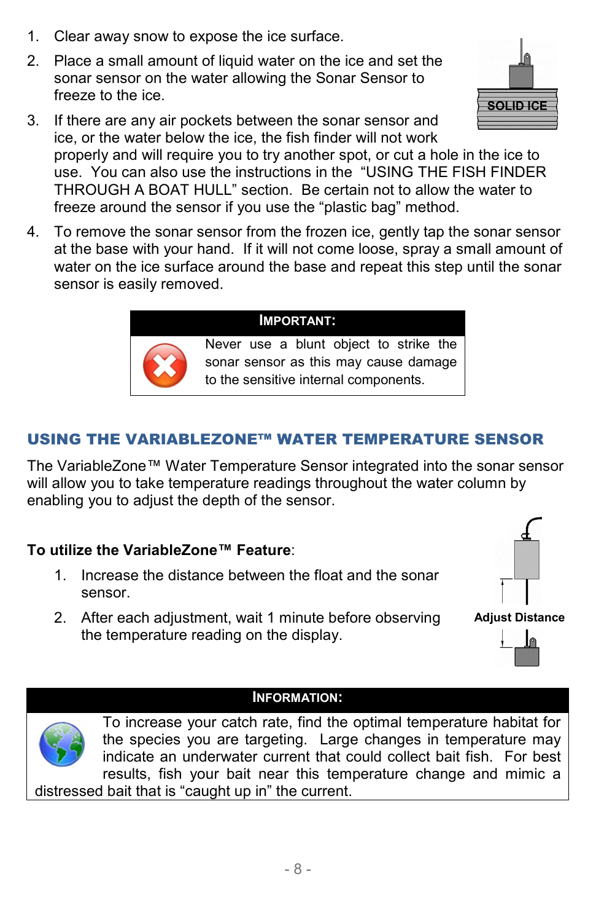1. Clear away snow to expose the ice surface.
2. Place a small amount of liquid water on the ice and set the sonar sensor on the water allowing the Sonar Sensor to freeze to the ice.
3. If there are any air pockets between the sonar sensor and ice, or the water below the ice, the fish finder will not work properly and will require you to try another spot, or cut a hole in the ice to use. You can also use the instructions in the "USING THE FISH FINDER THROUGH A BOAT HULL" section. Be certain not to allow the water to freeze around the sensor if you use the "plastic bag" method.
4. To remove the sonar sensor from the frozen ice, gently tap the sonar sensor at the base with your hand. If it will not come loose, spray a small amount of water on the ice surface around the base and repeat this step until the sonar sensor is easily removed.

SOLID ICE

> **IMPORTANT:**
>
> Never use a blunt object to strike the sonar sensor as this may cause damage to the sensitive internal components.

## USING THE VARIABLEZONE™ WATER TEMPERATURE SENSOR

The VariableZone™ Water Temperature Sensor integrated into the sonar sensor will allow you to take temperature readings throughout the water column by enabling you to adjust the depth of the sensor.

**To utilize the VariableZone™ Feature**:

1. Increase the distance between the float and the sonar sensor.
2. After each adjustment, wait 1 minute before observing the temperature reading on the display.

**Adjust Distance**

> **INFORMATION:**
>
> To increase your catch rate, find the optimal temperature habitat for the species you are targeting. Large changes in temperature may indicate an underwater current that could collect bait fish. For best results, fish your bait near this temperature change and mimic a distressed bait that is "caught up in" the current.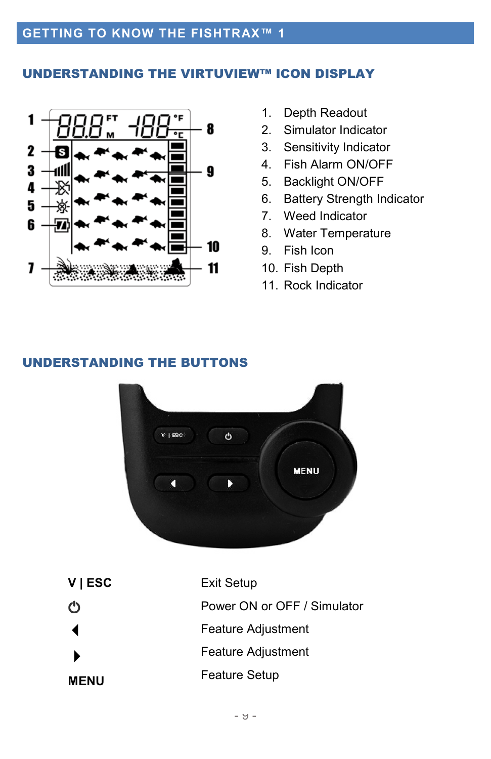# GETTING TO KNOW THE FISHTRAX™ 1

## UNDERSTANDING THE VIRTUVIEW™ ICON DISPLAY

1. Depth Readout
2. Simulator Indicator
3. Sensitivity Indicator
4. Fish Alarm ON/OFF
5. Backlight ON/OFF
6. Battery Strength Indicator
7. Weed Indicator
8. Water Temperature
9. Fish Icon
10. Fish Depth
11. Rock Indicator

## UNDERSTANDING THE BUTTONS

| Button | Function |
|---|---|
| **V \| ESC** | Exit Setup |
| ⏻ | Power ON or OFF / Simulator |
| ◀ | Feature Adjustment |
| ▶ | Feature Adjustment |
| **MENU** | Feature Setup |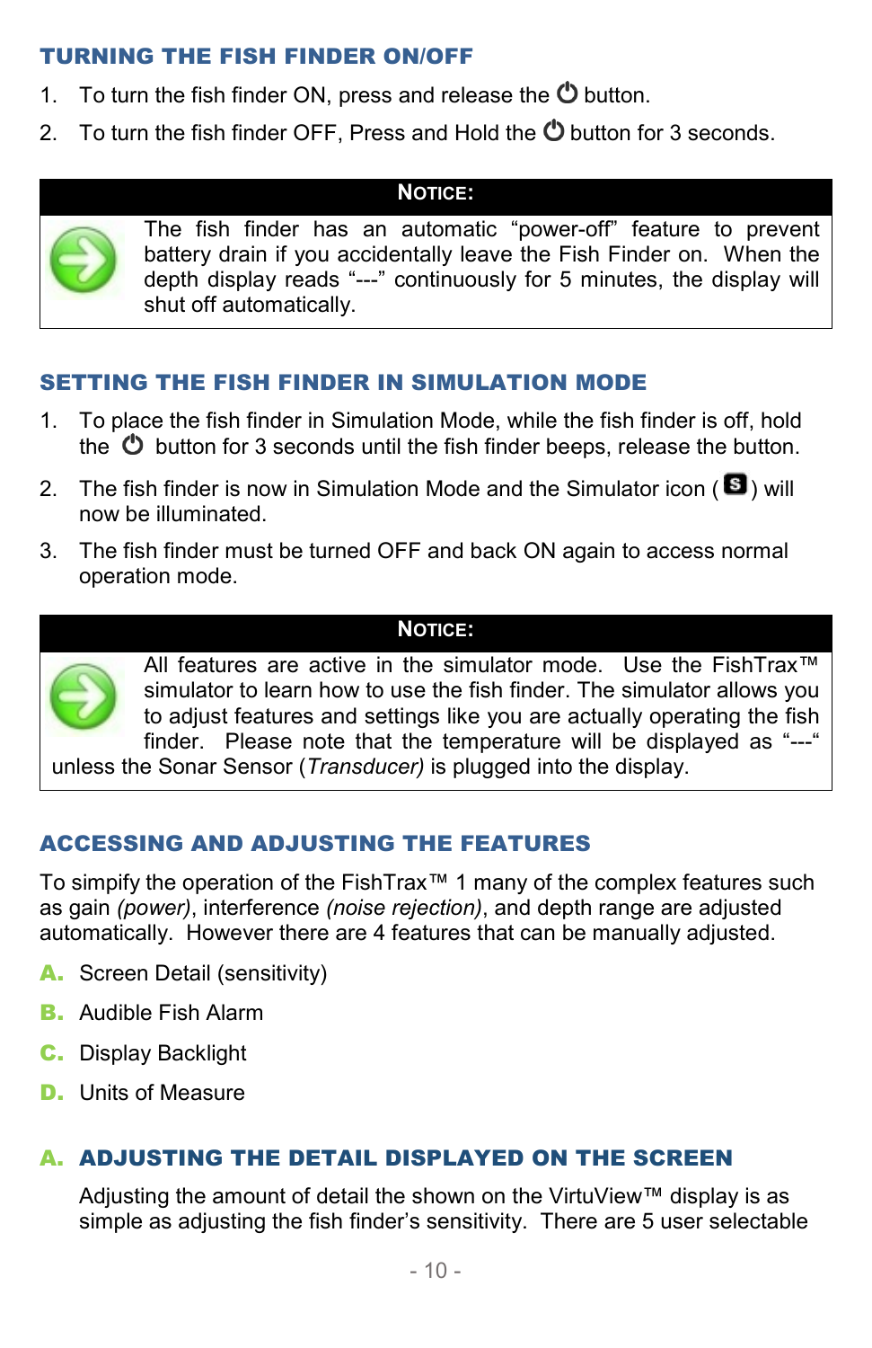## TURNING THE FISH FINDER ON/OFF

1. To turn the fish finder ON, press and release the ⏻ button.
2. To turn the fish finder OFF, Press and Hold the ⏻ button for 3 seconds.

> **NOTICE:**
>
> The fish finder has an automatic “power-off” feature to prevent battery drain if you accidentally leave the Fish Finder on. When the depth display reads “---” continuously for 5 minutes, the display will shut off automatically.

## SETTING THE FISH FINDER IN SIMULATION MODE

1. To place the fish finder in Simulation Mode, while the fish finder is off, hold the ⏻ button for 3 seconds until the fish finder beeps, release the button.
2. The fish finder is now in Simulation Mode and the Simulator icon (S) will now be illuminated.
3. The fish finder must be turned OFF and back ON again to access normal operation mode.

> **NOTICE:**
>
> All features are active in the simulator mode. Use the FishTrax™ simulator to learn how to use the fish finder. The simulator allows you to adjust features and settings like you are actually operating the fish finder. Please note that the temperature will be displayed as “---“ unless the Sonar Sensor (*Transducer)* is plugged into the display.

## ACCESSING AND ADJUSTING THE FEATURES

To simpify the operation of the FishTrax™ 1 many of the complex features such as gain *(power)*, interference *(noise rejection)*, and depth range are adjusted automatically. However there are 4 features that can be manually adjusted.

**A.** Screen Detail (sensitivity)

**B.** Audible Fish Alarm

**C.** Display Backlight

**D.** Units of Measure

## A. ADJUSTING THE DETAIL DISPLAYED ON THE SCREEN

Adjusting the amount of detail the shown on the VirtuView™ display is as simple as adjusting the fish finder’s sensitivity. There are 5 user selectable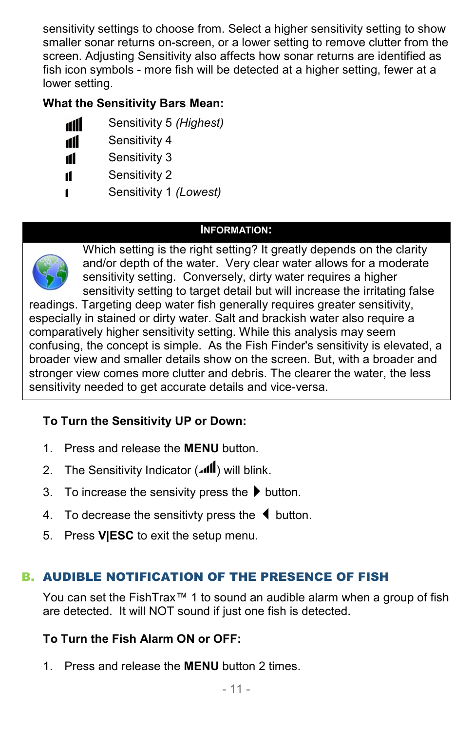sensitivity settings to choose from. Select a higher sensitivity setting to show smaller sonar returns on-screen, or a lower setting to remove clutter from the screen. Adjusting Sensitivity also affects how sonar returns are identified as fish icon symbols - more fish will be detected at a higher setting, fewer at a lower setting.

**What the Sensitivity Bars Mean:**

| | |
|---|---|
| ▮▮▮▮▮ | Sensitivity 5 *(Highest)* |
| ▮▮▮▮ | Sensitivity 4 |
| ▮▮▮ | Sensitivity 3 |
| ▮▮ | Sensitivity 2 |
| ▮ | Sensitivity 1 *(Lowest)* |

**INFORMATION:**

Which setting is the right setting? It greatly depends on the clarity and/or depth of the water. Very clear water allows for a moderate sensitivity setting. Conversely, dirty water requires a higher sensitivity setting to target detail but will increase the irritating false readings. Targeting deep water fish generally requires greater sensitivity, especially in stained or dirty water. Salt and brackish water also require a comparatively higher sensitivity setting. While this analysis may seem confusing, the concept is simple. As the Fish Finder's sensitivity is elevated, a broader view and smaller details show on the screen. But, with a broader and stronger view comes more clutter and debris. The clearer the water, the less sensitivity needed to get accurate details and vice-versa.

**To Turn the Sensitivity UP or Down:**

1. Press and release the **MENU** button.
2. The Sensitivity Indicator (▮▮▮▮▮) will blink.
3. To increase the sensivity press the ▶ button.
4. To decrease the sensitivty press the ◀ button.
5. Press **V|ESC** to exit the setup menu.

## B. AUDIBLE NOTIFICATION OF THE PRESENCE OF FISH

You can set the FishTrax™ 1 to sound an audible alarm when a group of fish are detected. It will NOT sound if just one fish is detected.

**To Turn the Fish Alarm ON or OFF:**

1. Press and release the **MENU** button 2 times.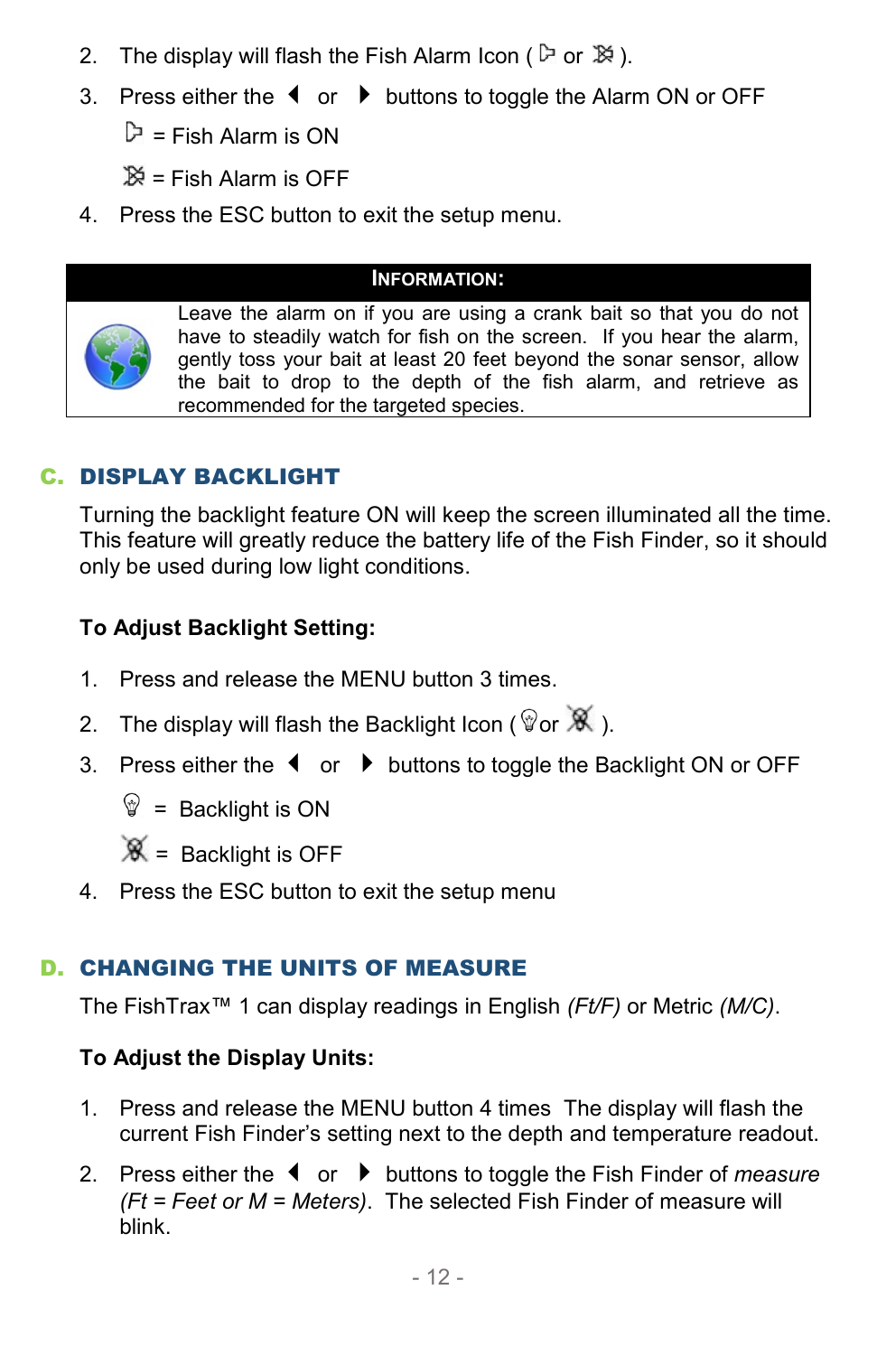2. The display will flash the Fish Alarm Icon ( or ).
3. Press either the ◄ or ► buttons to toggle the Alarm ON or OFF

   = Fish Alarm is ON

   = Fish Alarm is OFF
4. Press the ESC button to exit the setup menu.

| INFORMATION: |
| --- |
| Leave the alarm on if you are using a crank bait so that you do not have to steadily watch for fish on the screen. If you hear the alarm, gently toss your bait at least 20 feet beyond the sonar sensor, allow the bait to drop to the depth of the fish alarm, and retrieve as recommended for the targeted species. |

## C. DISPLAY BACKLIGHT

Turning the backlight feature ON will keep the screen illuminated all the time. This feature will greatly reduce the battery life of the Fish Finder, so it should only be used during low light conditions.

**To Adjust Backlight Setting:**

1. Press and release the MENU button 3 times.
2. The display will flash the Backlight Icon ( or ).
3. Press either the ◄ or ► buttons to toggle the Backlight ON or OFF

   = Backlight is ON

   = Backlight is OFF
4. Press the ESC button to exit the setup menu

## D. CHANGING THE UNITS OF MEASURE

The FishTrax™ 1 can display readings in English *(Ft/F)* or Metric *(M/C)*.

**To Adjust the Display Units:**

1. Press and release the MENU button 4 times The display will flash the current Fish Finder's setting next to the depth and temperature readout.
2. Press either the ◄ or ► buttons to toggle the Fish Finder of *measure (Ft = Feet or M = Meters)*. The selected Fish Finder of measure will blink.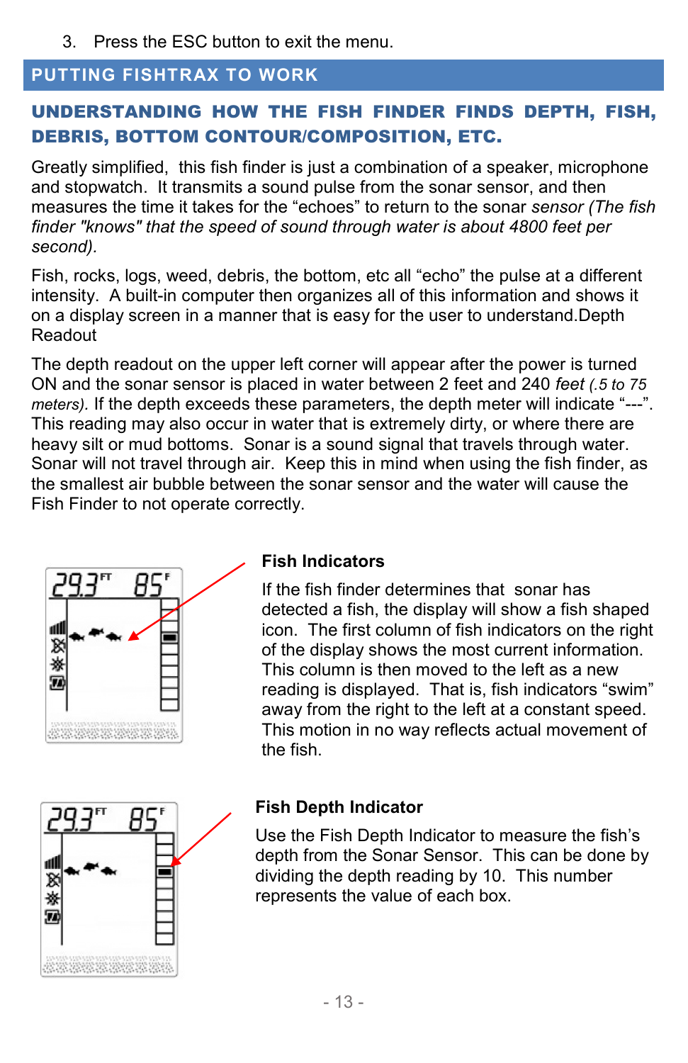3. Press the ESC button to exit the menu.

## PUTTING FISHTRAX TO WORK

### UNDERSTANDING HOW THE FISH FINDER FINDS DEPTH, FISH, DEBRIS, BOTTOM CONTOUR/COMPOSITION, ETC.

Greatly simplified, this fish finder is just a combination of a speaker, microphone and stopwatch. It transmits a sound pulse from the sonar sensor, and then measures the time it takes for the "echoes" to return to the sonar *sensor (The fish finder "knows" that the speed of sound through water is about 4800 feet per second).*

Fish, rocks, logs, weed, debris, the bottom, etc all "echo" the pulse at a different intensity. A built-in computer then organizes all of this information and shows it on a display screen in a manner that is easy for the user to understand.Depth Readout

The depth readout on the upper left corner will appear after the power is turned ON and the sonar sensor is placed in water between 2 feet and 240 *feet (.5 to 75 meters).* If the depth exceeds these parameters, the depth meter will indicate "---". This reading may also occur in water that is extremely dirty, or where there are heavy silt or mud bottoms. Sonar is a sound signal that travels through water. Sonar will not travel through air. Keep this in mind when using the fish finder, as the smallest air bubble between the sonar sensor and the water will cause the Fish Finder to not operate correctly.

**Fish Indicators**

If the fish finder determines that sonar has detected a fish, the display will show a fish shaped icon. The first column of fish indicators on the right of the display shows the most current information. This column is then moved to the left as a new reading is displayed. That is, fish indicators "swim" away from the right to the left at a constant speed. This motion in no way reflects actual movement of the fish.

**Fish Depth Indicator**

Use the Fish Depth Indicator to measure the fish's depth from the Sonar Sensor. This can be done by dividing the depth reading by 10. This number represents the value of each box.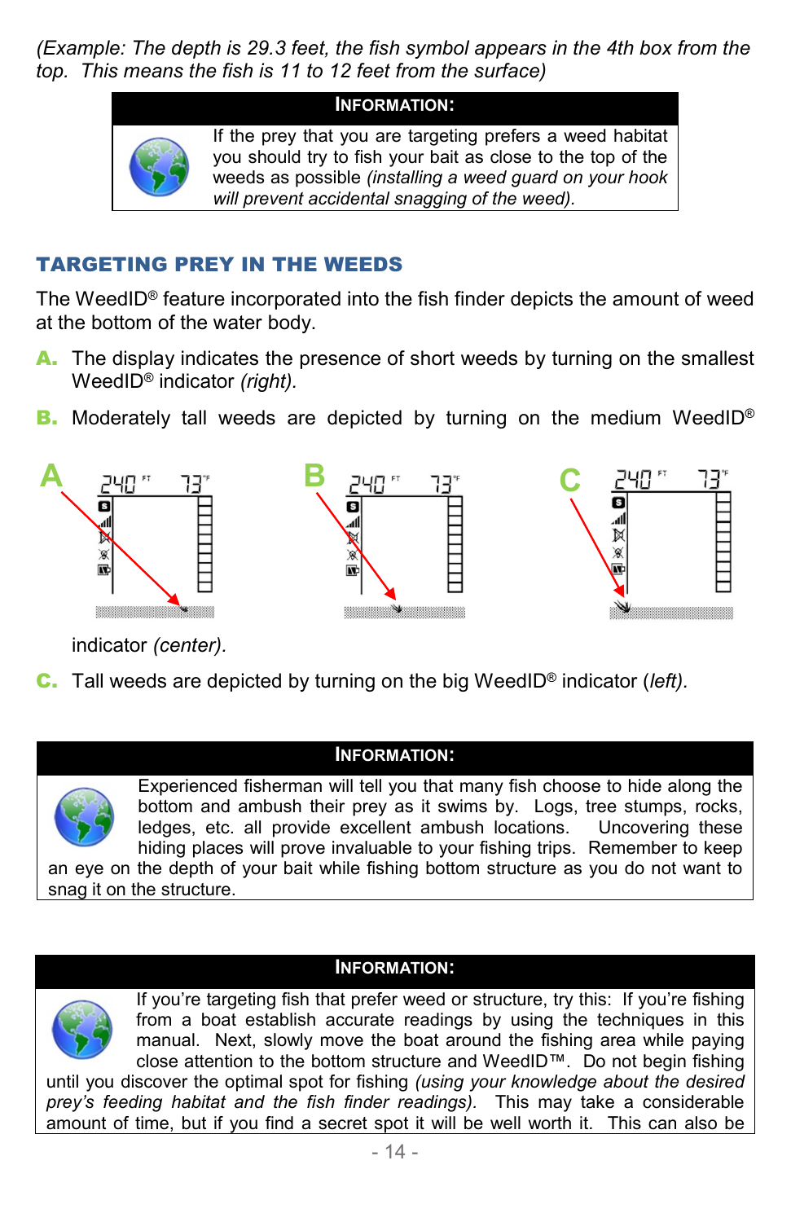*(Example: The depth is 29.3 feet, the fish symbol appears in the 4th box from the top. This means the fish is 11 to 12 feet from the surface)*

| **INFORMATION:** |
|---|
| If the prey that you are targeting prefers a weed habitat you should try to fish your bait as close to the top of the weeds as possible *(installing a weed guard on your hook will prevent accidental snagging of the weed).* |

## TARGETING PREY IN THE WEEDS

The WeedID® feature incorporated into the fish finder depicts the amount of weed at the bottom of the water body.

**A.** The display indicates the presence of short weeds by turning on the smallest WeedID® indicator *(right).*

**B.** Moderately tall weeds are depicted by turning on the medium WeedID® indicator *(center).*

**C.** Tall weeds are depicted by turning on the big WeedID® indicator (*left).*

| **INFORMATION:** |
|---|
| Experienced fisherman will tell you that many fish choose to hide along the bottom and ambush their prey as it swims by. Logs, tree stumps, rocks, ledges, etc. all provide excellent ambush locations. Uncovering these hiding places will prove invaluable to your fishing trips. Remember to keep an eye on the depth of your bait while fishing bottom structure as you do not want to snag it on the structure. |

| **INFORMATION:** |
|---|
| If you're targeting fish that prefer weed or structure, try this: If you're fishing from a boat establish accurate readings by using the techniques in this manual. Next, slowly move the boat around the fishing area while paying close attention to the bottom structure and WeedID™. Do not begin fishing until you discover the optimal spot for fishing *(using your knowledge about the desired prey's feeding habitat and the fish finder readings).* This may take a considerable amount of time, but if you find a secret spot it will be well worth it. This can also be |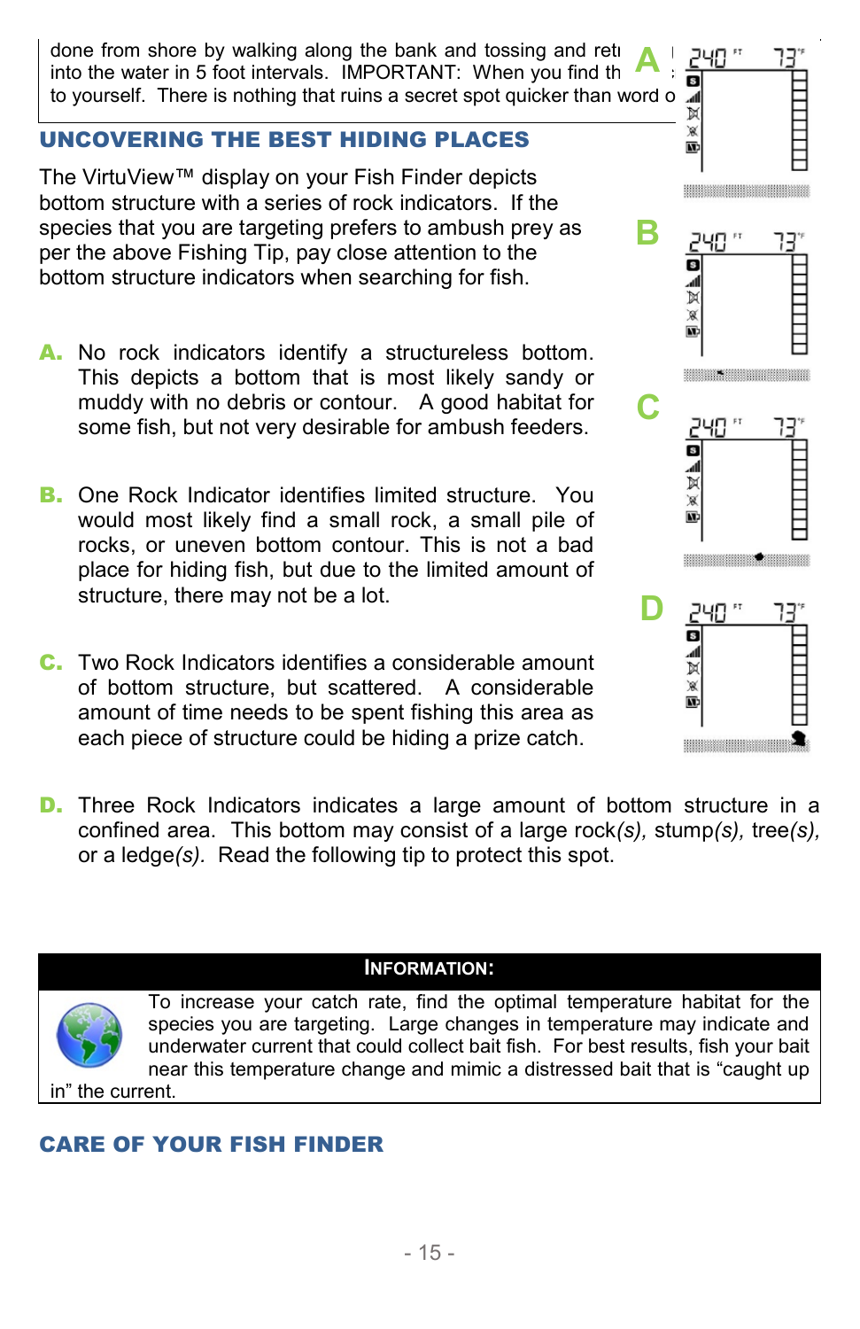done from shore by walking along the bank and tossing and reti into the water in 5 foot intervals. IMPORTANT: When you find th to yourself. There is nothing that ruins a secret spot quicker than word o

## UNCOVERING THE BEST HIDING PLACES

The VirtuView™ display on your Fish Finder depicts bottom structure with a series of rock indicators. If the species that you are targeting prefers to ambush prey as per the above Fishing Tip, pay close attention to the bottom structure indicators when searching for fish.

**A.** No rock indicators identify a structureless bottom. This depicts a bottom that is most likely sandy or muddy with no debris or contour. A good habitat for some fish, but not very desirable for ambush feeders.

**B.** One Rock Indicator identifies limited structure. You would most likely find a small rock, a small pile of rocks, or uneven bottom contour. This is not a bad place for hiding fish, but due to the limited amount of structure, there may not be a lot.

**C.** Two Rock Indicators identifies a considerable amount of bottom structure, but scattered. A considerable amount of time needs to be spent fishing this area as each piece of structure could be hiding a prize catch.

**D.** Three Rock Indicators indicates a large amount of bottom structure in a confined area. This bottom may consist of a large rock*(s)*, stump*(s)*, tree*(s)*, or a ledge*(s)*. Read the following tip to protect this spot.

**INFORMATION:**

To increase your catch rate, find the optimal temperature habitat for the species you are targeting. Large changes in temperature may indicate and underwater current that could collect bait fish. For best results, fish your bait near this temperature change and mimic a distressed bait that is "caught up in" the current.

## CARE OF YOUR FISH FINDER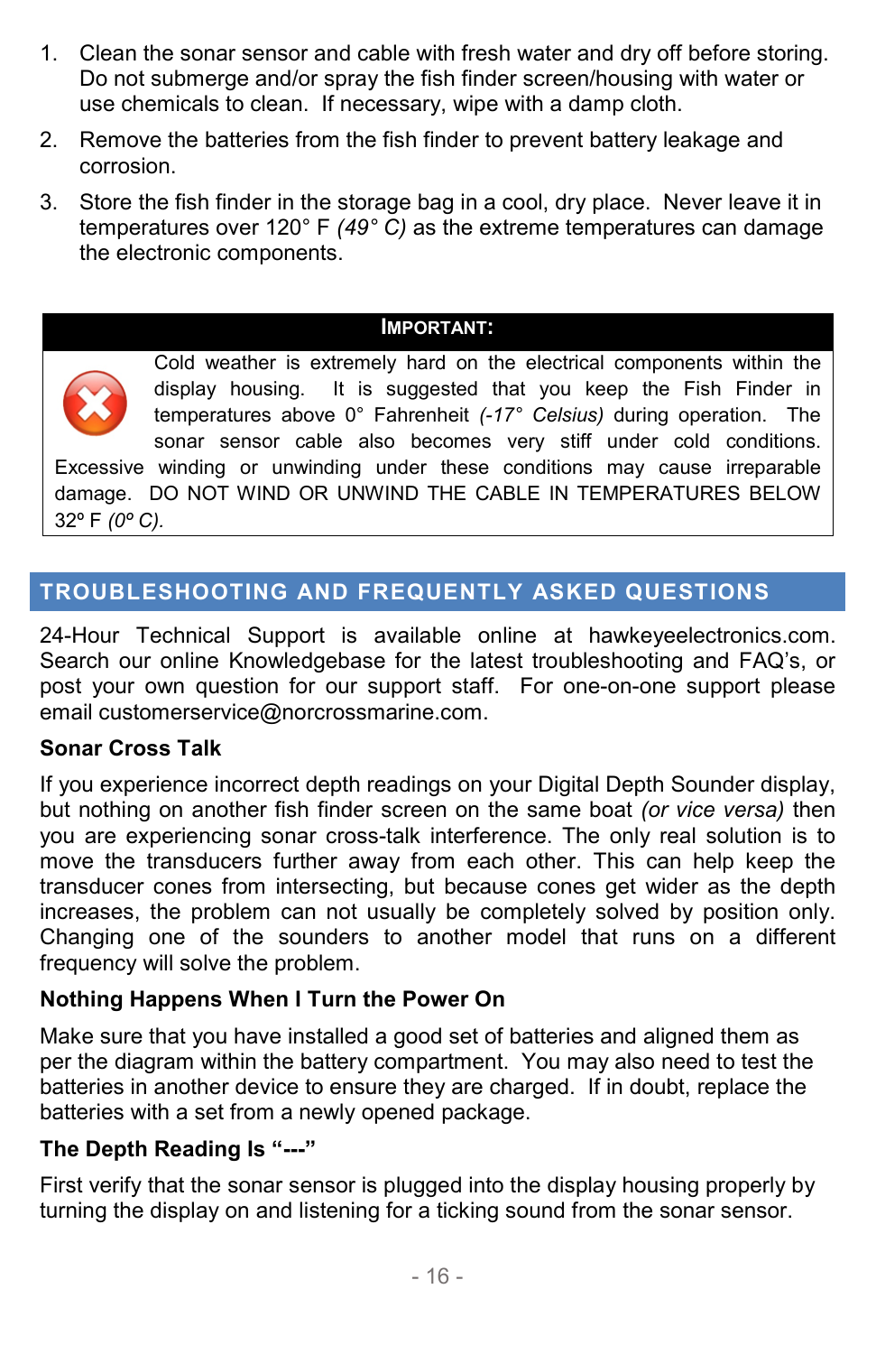1. Clean the sonar sensor and cable with fresh water and dry off before storing. Do not submerge and/or spray the fish finder screen/housing with water or use chemicals to clean. If necessary, wipe with a damp cloth.
2. Remove the batteries from the fish finder to prevent battery leakage and corrosion.
3. Store the fish finder in the storage bag in a cool, dry place. Never leave it in temperatures over 120° F *(49° C)* as the extreme temperatures can damage the electronic components.

**IMPORTANT:**

Cold weather is extremely hard on the electrical components within the display housing. It is suggested that you keep the Fish Finder in temperatures above 0° Fahrenheit *(-17° Celsius)* during operation. The sonar sensor cable also becomes very stiff under cold conditions. Excessive winding or unwinding under these conditions may cause irreparable damage. DO NOT WIND OR UNWIND THE CABLE IN TEMPERATURES BELOW 32º F *(0º C)*.

## TROUBLESHOOTING AND FREQUENTLY ASKED QUESTIONS

24-Hour Technical Support is available online at hawkeyeelectronics.com. Search our online Knowledgebase for the latest troubleshooting and FAQ's, or post your own question for our support staff. For one-on-one support please email customerservice@norcrossmarine.com.

### Sonar Cross Talk

If you experience incorrect depth readings on your Digital Depth Sounder display, but nothing on another fish finder screen on the same boat *(or vice versa)* then you are experiencing sonar cross-talk interference. The only real solution is to move the transducers further away from each other. This can help keep the transducer cones from intersecting, but because cones get wider as the depth increases, the problem can not usually be completely solved by position only. Changing one of the sounders to another model that runs on a different frequency will solve the problem.

### Nothing Happens When I Turn the Power On

Make sure that you have installed a good set of batteries and aligned them as per the diagram within the battery compartment. You may also need to test the batteries in another device to ensure they are charged. If in doubt, replace the batteries with a set from a newly opened package.

### The Depth Reading Is "---"

First verify that the sonar sensor is plugged into the display housing properly by turning the display on and listening for a ticking sound from the sonar sensor.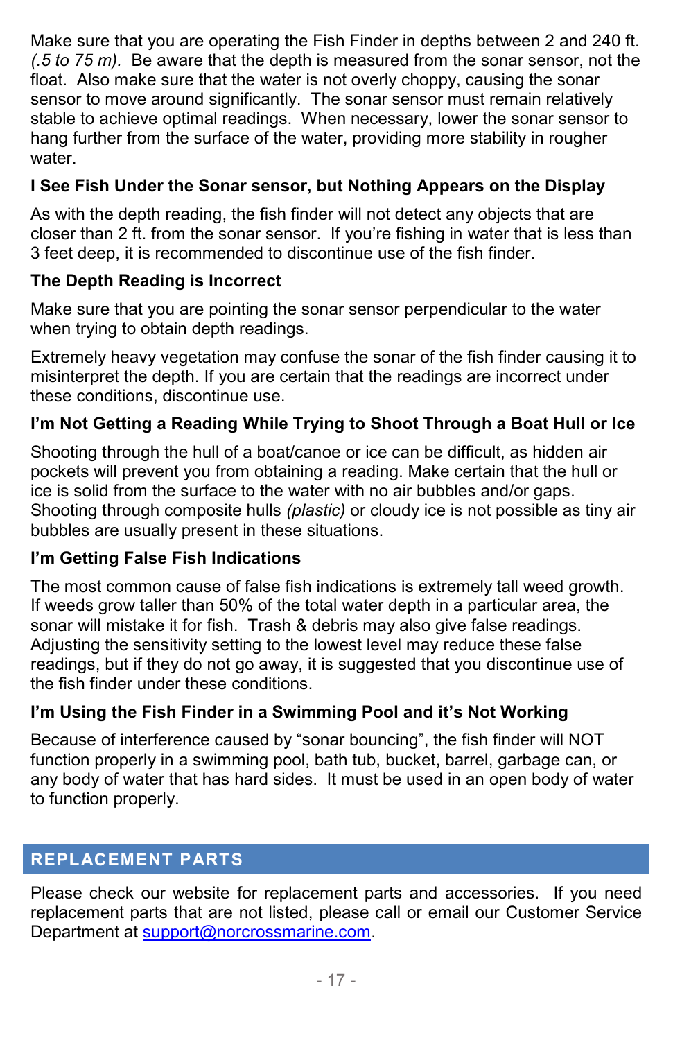Make sure that you are operating the Fish Finder in depths between 2 and 240 ft. *(.5 to 75 m).* Be aware that the depth is measured from the sonar sensor, not the float. Also make sure that the water is not overly choppy, causing the sonar sensor to move around significantly. The sonar sensor must remain relatively stable to achieve optimal readings. When necessary, lower the sonar sensor to hang further from the surface of the water, providing more stability in rougher water.

**I See Fish Under the Sonar sensor, but Nothing Appears on the Display**

As with the depth reading, the fish finder will not detect any objects that are closer than 2 ft. from the sonar sensor. If you're fishing in water that is less than 3 feet deep, it is recommended to discontinue use of the fish finder.

**The Depth Reading is Incorrect**

Make sure that you are pointing the sonar sensor perpendicular to the water when trying to obtain depth readings.

Extremely heavy vegetation may confuse the sonar of the fish finder causing it to misinterpret the depth. If you are certain that the readings are incorrect under these conditions, discontinue use.

**I'm Not Getting a Reading While Trying to Shoot Through a Boat Hull or Ice**

Shooting through the hull of a boat/canoe or ice can be difficult, as hidden air pockets will prevent you from obtaining a reading. Make certain that the hull or ice is solid from the surface to the water with no air bubbles and/or gaps. Shooting through composite hulls *(plastic)* or cloudy ice is not possible as tiny air bubbles are usually present in these situations.

**I'm Getting False Fish Indications**

The most common cause of false fish indications is extremely tall weed growth. If weeds grow taller than 50% of the total water depth in a particular area, the sonar will mistake it for fish. Trash & debris may also give false readings. Adjusting the sensitivity setting to the lowest level may reduce these false readings, but if they do not go away, it is suggested that you discontinue use of the fish finder under these conditions.

**I'm Using the Fish Finder in a Swimming Pool and it's Not Working**

Because of interference caused by "sonar bouncing", the fish finder will NOT function properly in a swimming pool, bath tub, bucket, barrel, garbage can, or any body of water that has hard sides. It must be used in an open body of water to function properly.

## REPLACEMENT PARTS

Please check our website for replacement parts and accessories. If you need replacement parts that are not listed, please call or email our Customer Service Department at support@norcrossmarine.com.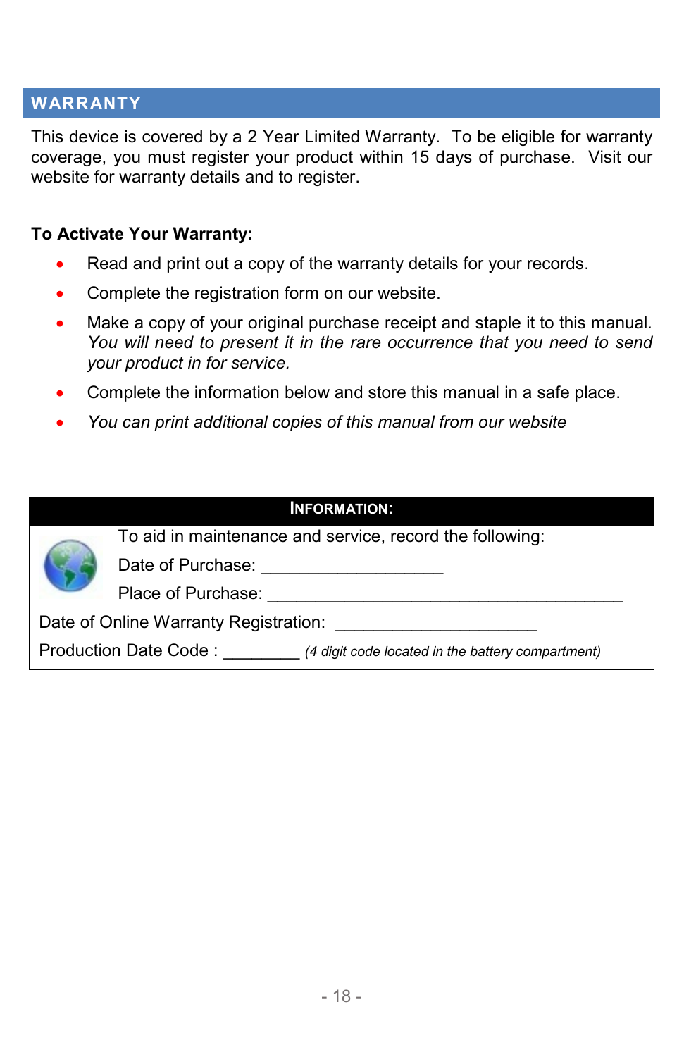## WARRANTY

This device is covered by a 2 Year Limited Warranty. To be eligible for warranty coverage, you must register your product within 15 days of purchase. Visit our website for warranty details and to register.

**To Activate Your Warranty:**

- Read and print out a copy of the warranty details for your records.
- Complete the registration form on our website.
- Make a copy of your original purchase receipt and staple it to this manual. *You will need to present it in the rare occurrence that you need to send your product in for service.*
- Complete the information below and store this manual in a safe place.
- *You can print additional copies of this manual from our website*

**INFORMATION:**

To aid in maintenance and service, record the following:

Date of Purchase: ___________________

Place of Purchase: _____________________________________

Date of Online Warranty Registration: _____________________

Production Date Code : ________ *(4 digit code located in the battery compartment)*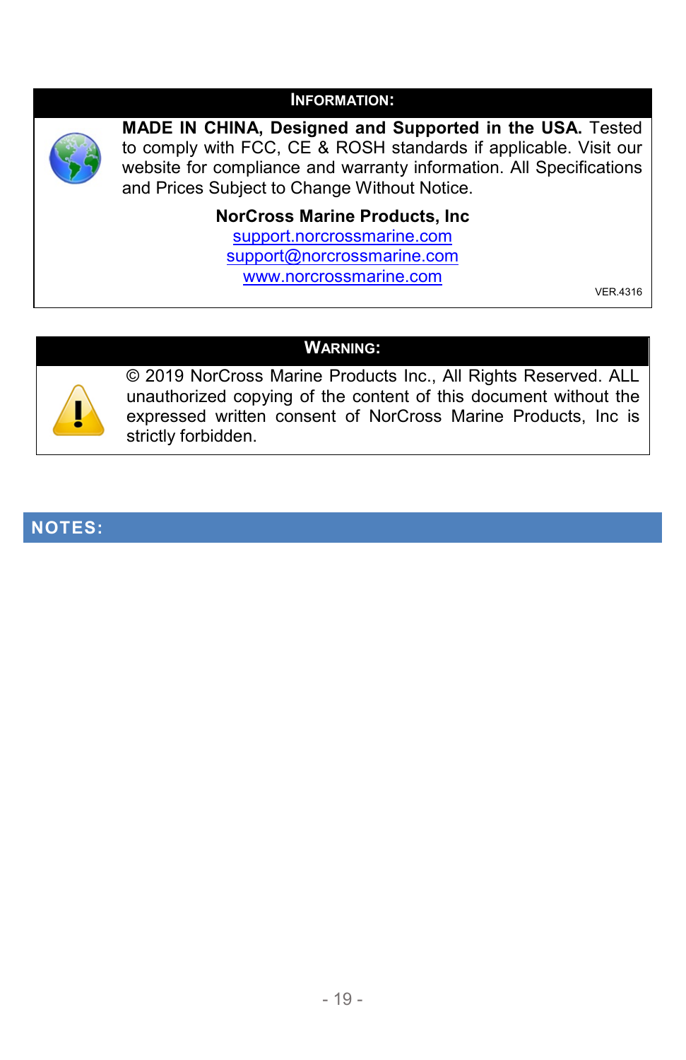## Information:

**MADE IN CHINA, Designed and Supported in the USA.** Tested to comply with FCC, CE & ROSH standards if applicable. Visit our website for compliance and warranty information. All Specifications and Prices Subject to Change Without Notice.

**NorCross Marine Products, Inc**
support.norcrossmarine.com
support@norcrossmarine.com
www.norcrossmarine.com

VER.4316

## Warning:

© 2019 NorCross Marine Products Inc., All Rights Reserved. ALL unauthorized copying of the content of this document without the expressed written consent of NorCross Marine Products, Inc is strictly forbidden.

## NOTES: